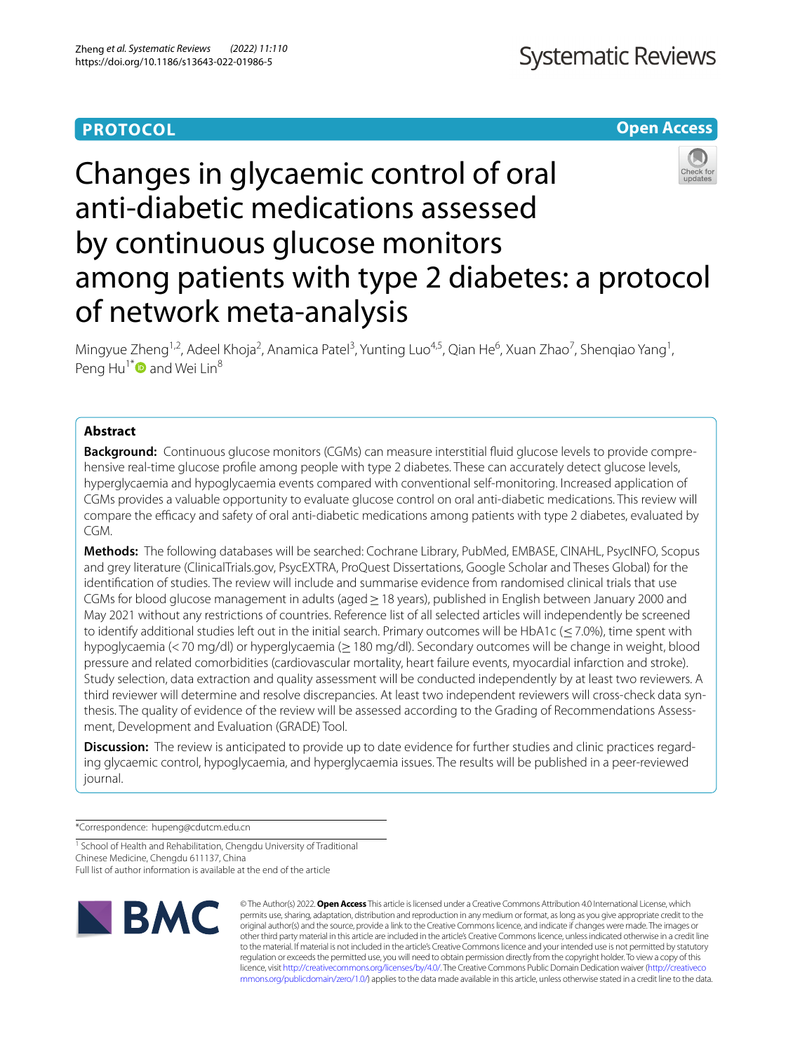**PROTOCOL**

**Open Access**

# Changes in glycaemic control of oral anti-diabetic medications assessed by continuous glucose monitors among patients with type 2 diabetes: a protocol of network meta-analysis

Mingyue Zheng[1,2], Adeel Khoja[2], Anamica Patel[3], Yunting Luo[4,5], Qian He[6], Xuan Zhao[7], Shenqiao Yang[1], Peng Hu[1*] and Wei Lin[8]

## Abstract

**Background:** Continuous glucose monitors (CGMs) can measure interstitial fluid glucose levels to provide comprehensive real-time glucose profile among people with type 2 diabetes. These can accurately detect glucose levels, hyperglycaemia and hypoglycaemia events compared with conventional self-monitoring. Increased application of CGMs provides a valuable opportunity to evaluate glucose control on oral anti-diabetic medications. This review will compare the efficacy and safety of oral anti-diabetic medications among patients with type 2 diabetes, evaluated by CGM.

**Methods:** The following databases will be searched: Cochrane Library, PubMed, EMBASE, CINAHL, PsycINFO, Scopus and grey literature (ClinicalTrials.gov, PsycEXTRA, ProQuest Dissertations, Google Scholar and Theses Global) for the identification of studies. The review will include and summarise evidence from randomised clinical trials that use CGMs for blood glucose management in adults (aged ≥ 18 years), published in English between January 2000 and May 2021 without any restrictions of countries. Reference list of all selected articles will independently be screened to identify additional studies left out in the initial search. Primary outcomes will be HbA1c (≤ 7.0%), time spent with hypoglycaemia (< 70 mg/dl) or hyperglycaemia (≥ 180 mg/dl). Secondary outcomes will be change in weight, blood pressure and related comorbidities (cardiovascular mortality, heart failure events, myocardial infarction and stroke). Study selection, data extraction and quality assessment will be conducted independently by at least two reviewers. A third reviewer will determine and resolve discrepancies. At least two independent reviewers will cross-check data synthesis. The quality of evidence of the review will be assessed according to the Grading of Recommendations Assessment, Development and Evaluation (GRADE) Tool.

**Discussion:** The review is anticipated to provide up to date evidence for further studies and clinic practices regarding glycaemic control, hypoglycaemia, and hyperglycaemia issues. The results will be published in a peer-reviewed journal.

*Correspondence: hupeng@cdutcm.edu.cn

[1] School of Health and Rehabilitation, Chengdu University of Traditional Chinese Medicine, Chengdu 611137, China

Full list of author information is available at the end of the article

© The Author(s) 2022. **Open Access** This article is licensed under a Creative Commons Attribution 4.0 International License, which permits use, sharing, adaptation, distribution and reproduction in any medium or format, as long as you give appropriate credit to the original author(s) and the source, provide a link to the Creative Commons licence, and indicate if changes were made. The images or other third party material in this article are included in the article's Creative Commons licence, unless indicated otherwise in a credit line to the material. If material is not included in the article's Creative Commons licence and your intended use is not permitted by statutory regulation or exceeds the permitted use, you will need to obtain permission directly from the copyright holder. To view a copy of this licence, visit http://creativecommons.org/licenses/by/4.0/. The Creative Commons Public Domain Dedication waiver (http://creativecommons.org/publicdomain/zero/1.0/) applies to the data made available in this article, unless otherwise stated in a credit line to the data.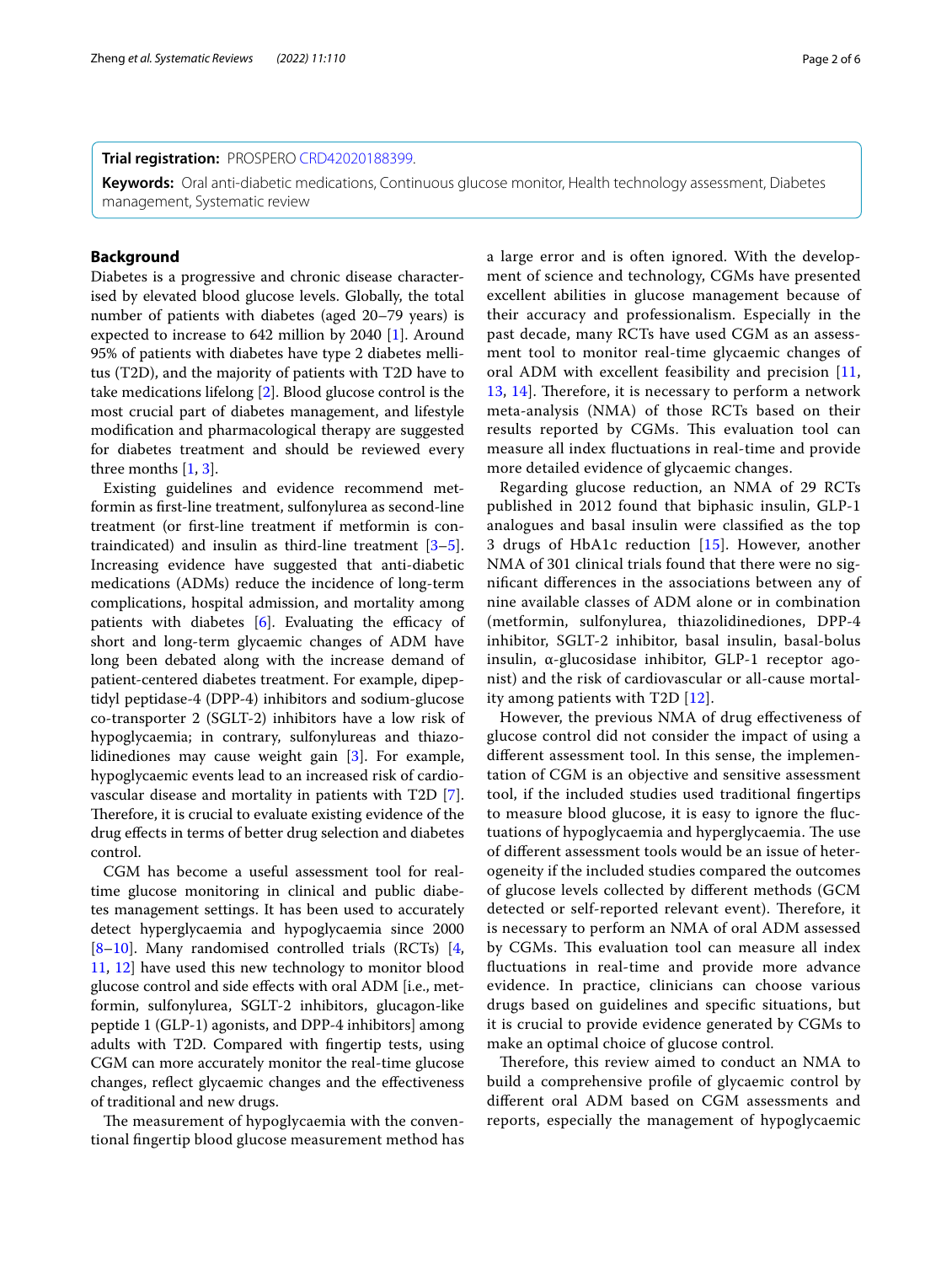**Trial registration:** PROSPERO CRD42020188399.

**Keywords:** Oral anti-diabetic medications, Continuous glucose monitor, Health technology assessment, Diabetes management, Systematic review

## Background

Diabetes is a progressive and chronic disease characterised by elevated blood glucose levels. Globally, the total number of patients with diabetes (aged 20–79 years) is expected to increase to 642 million by 2040 [1]. Around 95% of patients with diabetes have type 2 diabetes mellitus (T2D), and the majority of patients with T2D have to take medications lifelong [2]. Blood glucose control is the most crucial part of diabetes management, and lifestyle modification and pharmacological therapy are suggested for diabetes treatment and should be reviewed every three months [1, 3].

Existing guidelines and evidence recommend metformin as first-line treatment, sulfonylurea as second-line treatment (or first-line treatment if metformin is contraindicated) and insulin as third-line treatment [3–5]. Increasing evidence have suggested that anti-diabetic medications (ADMs) reduce the incidence of long-term complications, hospital admission, and mortality among patients with diabetes [6]. Evaluating the efficacy of short and long-term glycaemic changes of ADM have long been debated along with the increase demand of patient-centered diabetes treatment. For example, dipeptidyl peptidase-4 (DPP-4) inhibitors and sodium-glucose co-transporter 2 (SGLT-2) inhibitors have a low risk of hypoglycaemia; in contrary, sulfonylureas and thiazolidinediones may cause weight gain [3]. For example, hypoglycaemic events lead to an increased risk of cardiovascular disease and mortality in patients with T2D [7]. Therefore, it is crucial to evaluate existing evidence of the drug effects in terms of better drug selection and diabetes control.

CGM has become a useful assessment tool for real-time glucose monitoring in clinical and public diabetes management settings. It has been used to accurately detect hyperglycaemia and hypoglycaemia since 2000 [8–10]. Many randomised controlled trials (RCTs) [4, 11, 12] have used this new technology to monitor blood glucose control and side effects with oral ADM [i.e., metformin, sulfonylurea, SGLT-2 inhibitors, glucagon-like peptide 1 (GLP-1) agonists, and DPP-4 inhibitors] among adults with T2D. Compared with fingertip tests, using CGM can more accurately monitor the real-time glucose changes, reflect glycaemic changes and the effectiveness of traditional and new drugs.

The measurement of hypoglycaemia with the conventional fingertip blood glucose measurement method has a large error and is often ignored. With the development of science and technology, CGMs have presented excellent abilities in glucose management because of their accuracy and professionalism. Especially in the past decade, many RCTs have used CGM as an assessment tool to monitor real-time glycaemic changes of oral ADM with excellent feasibility and precision [11, 13, 14]. Therefore, it is necessary to perform a network meta-analysis (NMA) of those RCTs based on their results reported by CGMs. This evaluation tool can measure all index fluctuations in real-time and provide more detailed evidence of glycaemic changes.

Regarding glucose reduction, an NMA of 29 RCTs published in 2012 found that biphasic insulin, GLP-1 analogues and basal insulin were classified as the top 3 drugs of HbA1c reduction [15]. However, another NMA of 301 clinical trials found that there were no significant differences in the associations between any of nine available classes of ADM alone or in combination (metformin, sulfonylurea, thiazolidinediones, DPP-4 inhibitor, SGLT-2 inhibitor, basal insulin, basal-bolus insulin, α-glucosidase inhibitor, GLP-1 receptor agonist) and the risk of cardiovascular or all-cause mortality among patients with T2D [12].

However, the previous NMA of drug effectiveness of glucose control did not consider the impact of using a different assessment tool. In this sense, the implementation of CGM is an objective and sensitive assessment tool, if the included studies used traditional fingertips to measure blood glucose, it is easy to ignore the fluctuations of hypoglycaemia and hyperglycaemia. The use of different assessment tools would be an issue of heterogeneity if the included studies compared the outcomes of glucose levels collected by different methods (GCM detected or self-reported relevant event). Therefore, it is necessary to perform an NMA of oral ADM assessed by CGMs. This evaluation tool can measure all index fluctuations in real-time and provide more advance evidence. In practice, clinicians can choose various drugs based on guidelines and specific situations, but it is crucial to provide evidence generated by CGMs to make an optimal choice of glucose control.

Therefore, this review aimed to conduct an NMA to build a comprehensive profile of glycaemic control by different oral ADM based on CGM assessments and reports, especially the management of hypoglycaemic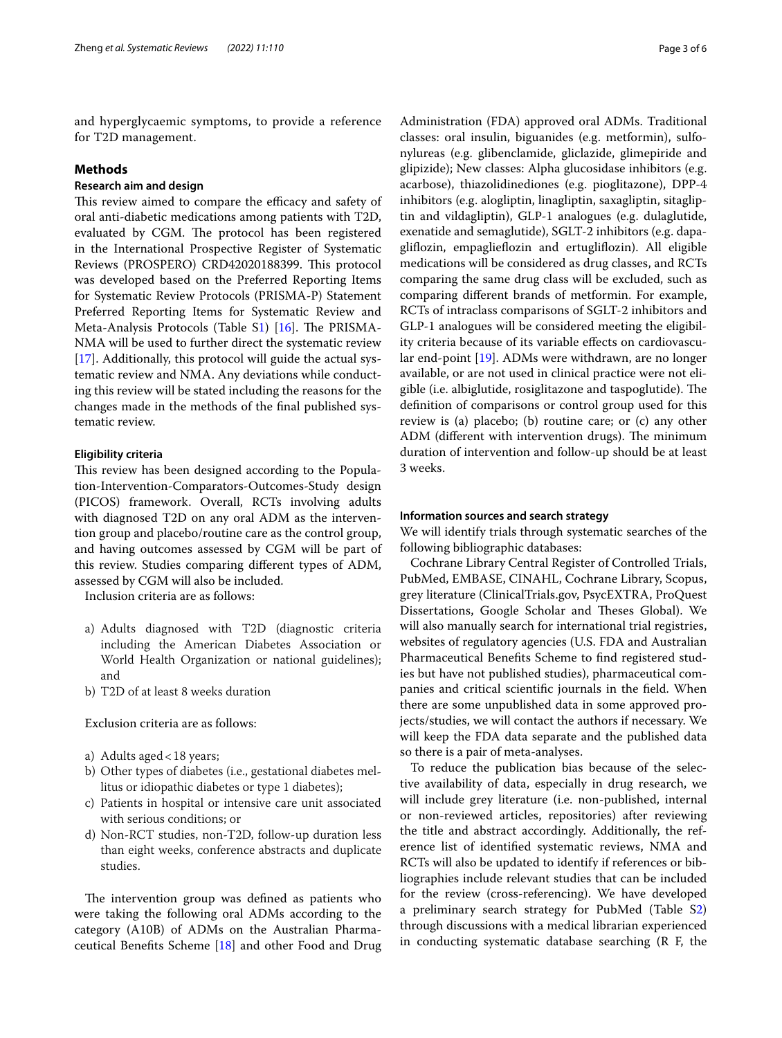and hyperglycaemic symptoms, to provide a reference for T2D management.

## Methods

### Research aim and design

This review aimed to compare the efficacy and safety of oral anti-diabetic medications among patients with T2D, evaluated by CGM. The protocol has been registered in the International Prospective Register of Systematic Reviews (PROSPERO) CRD42020188399. This protocol was developed based on the Preferred Reporting Items for Systematic Review Protocols (PRISMA-P) Statement Preferred Reporting Items for Systematic Review and Meta-Analysis Protocols (Table S1) [16]. The PRISMA-NMA will be used to further direct the systematic review [17]. Additionally, this protocol will guide the actual systematic review and NMA. Any deviations while conducting this review will be stated including the reasons for the changes made in the methods of the final published systematic review.

### Eligibility criteria

This review has been designed according to the Population-Intervention-Comparators-Outcomes-Study design (PICOS) framework. Overall, RCTs involving adults with diagnosed T2D on any oral ADM as the intervention group and placebo/routine care as the control group, and having outcomes assessed by CGM will be part of this review. Studies comparing different types of ADM, assessed by CGM will also be included.

Inclusion criteria are as follows:

a) Adults diagnosed with T2D (diagnostic criteria including the American Diabetes Association or World Health Organization or national guidelines); and
b) T2D of at least 8 weeks duration

Exclusion criteria are as follows:

a) Adults aged < 18 years;
b) Other types of diabetes (i.e., gestational diabetes mellitus or idiopathic diabetes or type 1 diabetes);
c) Patients in hospital or intensive care unit associated with serious conditions; or
d) Non-RCT studies, non-T2D, follow-up duration less than eight weeks, conference abstracts and duplicate studies.

The intervention group was defined as patients who were taking the following oral ADMs according to the category (A10B) of ADMs on the Australian Pharmaceutical Benefits Scheme [18] and other Food and Drug Administration (FDA) approved oral ADMs. Traditional classes: oral insulin, biguanides (e.g. metformin), sulfonylureas (e.g. glibenclamide, gliclazide, glimepiride and glipizide); New classes: Alpha glucosidase inhibitors (e.g. acarbose), thiazolidinediones (e.g. pioglitazone), DPP-4 inhibitors (e.g. alogliptin, linagliptin, saxagliptin, sitagliptin and vildagliptin), GLP-1 analogues (e.g. dulaglutide, exenatide and semaglutide), SGLT-2 inhibitors (e.g. dapagliflozin, empaglieflozin and ertugliflozin). All eligible medications will be considered as drug classes, and RCTs comparing the same drug class will be excluded, such as comparing different brands of metformin. For example, RCTs of intraclass comparisons of SGLT-2 inhibitors and GLP-1 analogues will be considered meeting the eligibility criteria because of its variable effects on cardiovascular end-point [19]. ADMs were withdrawn, are no longer available, or are not used in clinical practice were not eligible (i.e. albiglutide, rosiglitazone and taspoglutide). The definition of comparisons or control group used for this review is (a) placebo; (b) routine care; or (c) any other ADM (different with intervention drugs). The minimum duration of intervention and follow-up should be at least 3 weeks.

### Information sources and search strategy

We will identify trials through systematic searches of the following bibliographic databases:

Cochrane Library Central Register of Controlled Trials, PubMed, EMBASE, CINAHL, Cochrane Library, Scopus, grey literature (ClinicalTrials.gov, PsycEXTRA, ProQuest Dissertations, Google Scholar and Theses Global). We will also manually search for international trial registries, websites of regulatory agencies (U.S. FDA and Australian Pharmaceutical Benefits Scheme to find registered studies but have not published studies), pharmaceutical companies and critical scientific journals in the field. When there are some unpublished data in some approved projects/studies, we will contact the authors if necessary. We will keep the FDA data separate and the published data so there is a pair of meta-analyses.

To reduce the publication bias because of the selective availability of data, especially in drug research, we will include grey literature (i.e. non-published, internal or non-reviewed articles, repositories) after reviewing the title and abstract accordingly. Additionally, the reference list of identified systematic reviews, NMA and RCTs will also be updated to identify if references or bibliographies include relevant studies that can be included for the review (cross-referencing). We have developed a preliminary search strategy for PubMed (Table S2) through discussions with a medical librarian experienced in conducting systematic database searching (R F, the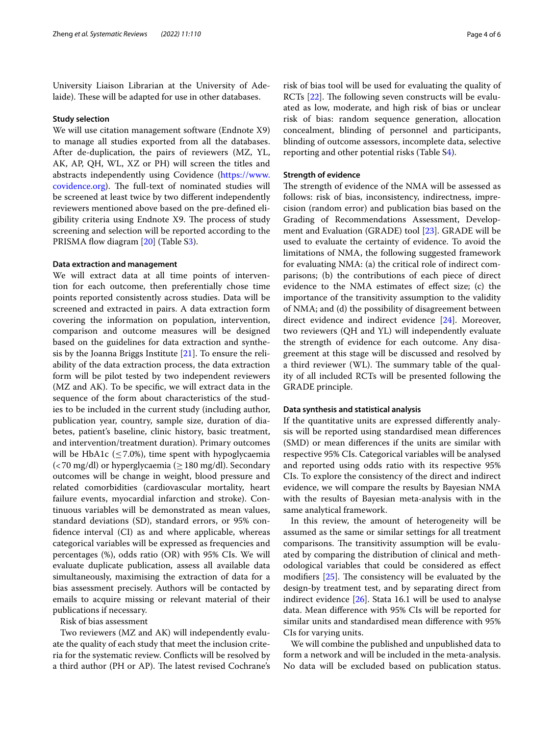University Liaison Librarian at the University of Adelaide). These will be adapted for use in other databases.

### Study selection

We will use citation management software (Endnote X9) to manage all studies exported from all the databases. After de-duplication, the pairs of reviewers (MZ, YL, AK, AP, QH, WL, XZ or PH) will screen the titles and abstracts independently using Covidence (https://www.covidence.org). The full-text of nominated studies will be screened at least twice by two different independently reviewers mentioned above based on the pre-defined eligibility criteria using Endnote X9. The process of study screening and selection will be reported according to the PRISMA flow diagram [20] (Table S3).

### Data extraction and management

We will extract data at all time points of intervention for each outcome, then preferentially chose time points reported consistently across studies. Data will be screened and extracted in pairs. A data extraction form covering the information on population, intervention, comparison and outcome measures will be designed based on the guidelines for data extraction and synthesis by the Joanna Briggs Institute [21]. To ensure the reliability of the data extraction process, the data extraction form will be pilot tested by two independent reviewers (MZ and AK). To be specific, we will extract data in the sequence of the form about characteristics of the studies to be included in the current study (including author, publication year, country, sample size, duration of diabetes, patient's baseline, clinic history, basic treatment, and intervention/treatment duration). Primary outcomes will be HbA1c ($\leq$7.0%), time spent with hypoglycaemia (<70 mg/dl) or hyperglycaemia ($\geq$180 mg/dl). Secondary outcomes will be change in weight, blood pressure and related comorbidities (cardiovascular mortality, heart failure events, myocardial infarction and stroke). Continuous variables will be demonstrated as mean values, standard deviations (SD), standard errors, or 95% confidence interval (CI) as and where applicable, whereas categorical variables will be expressed as frequencies and percentages (%), odds ratio (OR) with 95% CIs. We will evaluate duplicate publication, assess all available data simultaneously, maximising the extraction of data for a bias assessment precisely. Authors will be contacted by emails to acquire missing or relevant material of their publications if necessary.

Risk of bias assessment

Two reviewers (MZ and AK) will independently evaluate the quality of each study that meet the inclusion criteria for the systematic review. Conflicts will be resolved by a third author (PH or AP). The latest revised Cochrane's risk of bias tool will be used for evaluating the quality of RCTs [22]. The following seven constructs will be evaluated as low, moderate, and high risk of bias or unclear risk of bias: random sequence generation, allocation concealment, blinding of personnel and participants, blinding of outcome assessors, incomplete data, selective reporting and other potential risks (Table S4).

### Strength of evidence

The strength of evidence of the NMA will be assessed as follows: risk of bias, inconsistency, indirectness, imprecision (random error) and publication bias based on the Grading of Recommendations Assessment, Development and Evaluation (GRADE) tool [23]. GRADE will be used to evaluate the certainty of evidence. To avoid the limitations of NMA, the following suggested framework for evaluating NMA: (a) the critical role of indirect comparisons; (b) the contributions of each piece of direct evidence to the NMA estimates of effect size; (c) the importance of the transitivity assumption to the validity of NMA; and (d) the possibility of disagreement between direct evidence and indirect evidence [24]. Moreover, two reviewers (QH and YL) will independently evaluate the strength of evidence for each outcome. Any disagreement at this stage will be discussed and resolved by a third reviewer (WL). The summary table of the quality of all included RCTs will be presented following the GRADE principle.

### Data synthesis and statistical analysis

If the quantitative units are expressed differently analysis will be reported using standardised mean differences (SMD) or mean differences if the units are similar with respective 95% CIs. Categorical variables will be analysed and reported using odds ratio with its respective 95% CIs. To explore the consistency of the direct and indirect evidence, we will compare the results by Bayesian NMA with the results of Bayesian meta-analysis with in the same analytical framework.

In this review, the amount of heterogeneity will be assumed as the same or similar settings for all treatment comparisons. The transitivity assumption will be evaluated by comparing the distribution of clinical and methodological variables that could be considered as effect modifiers [25]. The consistency will be evaluated by the design-by treatment test, and by separating direct from indirect evidence [26]. Stata 16.1 will be used to analyse data. Mean difference with 95% CIs will be reported for similar units and standardised mean difference with 95% CIs for varying units.

We will combine the published and unpublished data to form a network and will be included in the meta-analysis. No data will be excluded based on publication status.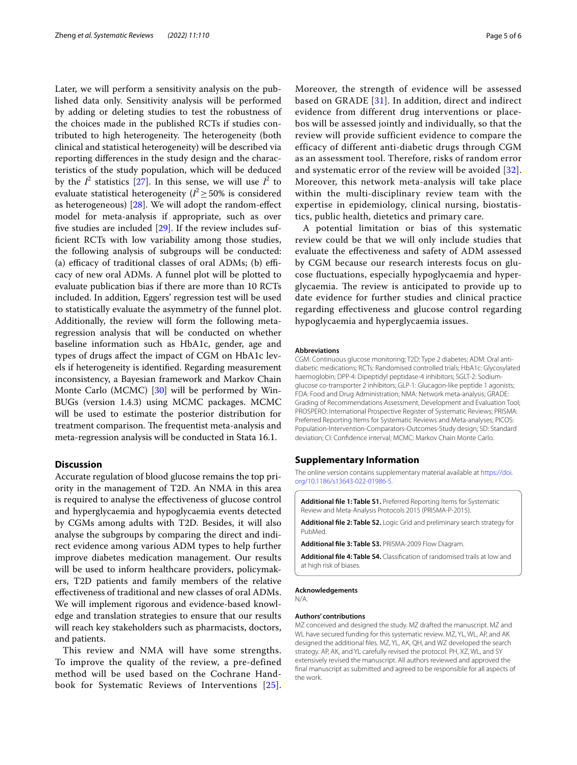Later, we will perform a sensitivity analysis on the published data only. Sensitivity analysis will be performed by adding or deleting studies to test the robustness of the choices made in the published RCTs if studies contributed to high heterogeneity. The heterogeneity (both clinical and statistical heterogeneity) will be described via reporting differences in the study design and the characteristics of the study population, which will be deduced by the $I^2$ statistics [27]. In this sense, we will use $I^2$ to evaluate statistical heterogeneity ($I^2 \geq 50\%$ is considered as heterogeneous) [28]. We will adopt the random-effect model for meta-analysis if appropriate, such as over five studies are included [29]. If the review includes sufficient RCTs with low variability among those studies, the following analysis of subgroups will be conducted: (a) efficacy of traditional classes of oral ADMs; (b) efficacy of new oral ADMs. A funnel plot will be plotted to evaluate publication bias if there are more than 10 RCTs included. In addition, Eggers' regression test will be used to statistically evaluate the asymmetry of the funnel plot. Additionally, the review will form the following meta-regression analysis that will be conducted on whether baseline information such as HbA1c, gender, age and types of drugs affect the impact of CGM on HbA1c levels if heterogeneity is identified. Regarding measurement inconsistency, a Bayesian framework and Markov Chain Monte Carlo (MCMC) [30] will be performed by WinBUGs (version 1.4.3) using MCMC packages. MCMC will be used to estimate the posterior distribution for treatment comparison. The frequentist meta-analysis and meta-regression analysis will be conducted in Stata 16.1.

## Discussion

Accurate regulation of blood glucose remains the top priority in the management of T2D. An NMA in this area is required to analyse the effectiveness of glucose control and hyperglycaemia and hypoglycaemia events detected by CGMs among adults with T2D. Besides, it will also analyse the subgroups by comparing the direct and indirect evidence among various ADM types to help further improve diabetes medication management. Our results will be used to inform healthcare providers, policymakers, T2D patients and family members of the relative effectiveness of traditional and new classes of oral ADMs. We will implement rigorous and evidence-based knowledge and translation strategies to ensure that our results will reach key stakeholders such as pharmacists, doctors, and patients.

This review and NMA will have some strengths. To improve the quality of the review, a pre-defined method will be used based on the Cochrane Handbook for Systematic Reviews of Interventions [25]. Moreover, the strength of evidence will be assessed based on GRADE [31]. In addition, direct and indirect evidence from different drug interventions or placebos will be assessed jointly and individually, so that the review will provide sufficient evidence to compare the efficacy of different anti-diabetic drugs through CGM as an assessment tool. Therefore, risks of random error and systematic error of the review will be avoided [32]. Moreover, this network meta-analysis will take place within the multi-disciplinary review team with the expertise in epidemiology, clinical nursing, biostatistics, public health, dietetics and primary care.

A potential limitation or bias of this systematic review could be that we will only include studies that evaluate the effectiveness and safety of ADM assessed by CGM because our research interests focus on glucose fluctuations, especially hypoglycaemia and hyperglycaemia. The review is anticipated to provide up to date evidence for further studies and clinical practice regarding effectiveness and glucose control regarding hypoglycaemia and hyperglycaemia issues.

#### Abbreviations

CGM: Continuous glucose monitoring; T2D: Type 2 diabetes; ADM: Oral antidiabetic medications; RCTs: Randomised controlled trials; HbA1c: Glycosylated haemoglobin; DPP-4: Dipeptidyl peptidase-4 inhibitors; SGLT-2: Sodium-glucose co-transporter 2 inhibitors; GLP-1: Glucagon-like peptide 1 agonists; FDA: Food and Drug Administration; NMA: Network meta-analysis; GRADE: Grading of Recommendations Assessment, Development and Evaluation Tool; PROSPERO: International Prospective Register of Systematic Reviews; PRISMA: Preferred Reporting Items for Systematic Reviews and Meta-analyses; PICOS: Population-Intervention-Comparators-Outcomes-Study design; SD: Standard deviation; CI: Confidence interval; MCMC: Markov Chain Monte Carlo.

## Supplementary Information

The online version contains supplementary material available at https://doi.org/10.1186/s13643-022-01986-5.

**Additional file 1: Table S1.** Preferred Reporting Items for Systematic Review and Meta-Analysis Protocols 2015 (PRISMA-P-2015).

**Additional file 2: Table S2.** Logic Grid and preliminary search strategy for PubMed.

**Additional file 3: Table S3.** PRISMA-2009 Flow Diagram.

**Additional file 4: Table S4.** Classification of randomised trails at low and at high risk of biases.

#### Acknowledgements

N/A.

#### Authors' contributions

MZ conceived and designed the study. MZ drafted the manuscript. MZ and WL have secured funding for this systematic review. MZ, YL, WL, AP, and AK designed the additional files. MZ, YL, AK, QH, and WZ developed the search strategy. AP, AK, and YL carefully revised the protocol. PH, XZ, WL, and SY extensively revised the manuscript. All authors reviewed and approved the final manuscript as submitted and agreed to be responsible for all aspects of the work.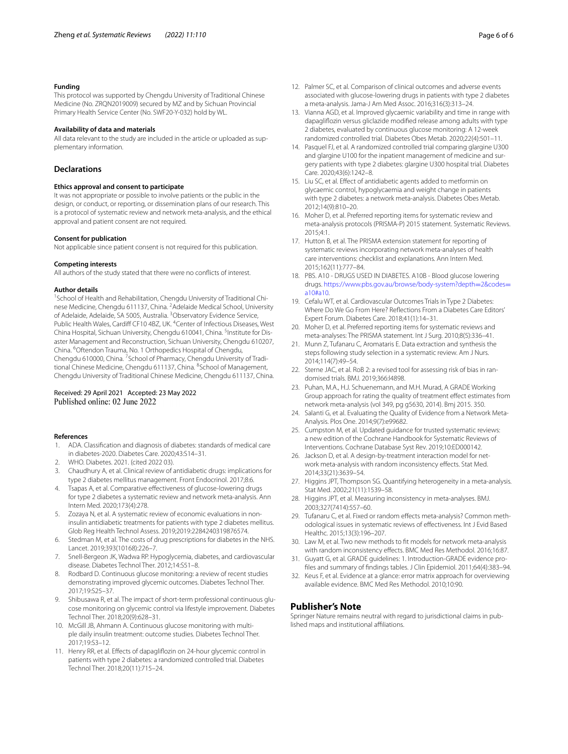**Funding**

This protocol was supported by Chengdu University of Traditional Chinese Medicine (No. ZRQN2019009) secured by MZ and by Sichuan Provincial Primary Health Service Center (No. SWF20-Y-032) hold by WL.

**Availability of data and materials**

All data relevant to the study are included in the article or uploaded as supplementary information.

## Declarations

**Ethics approval and consent to participate**

It was not appropriate or possible to involve patients or the public in the design, or conduct, or reporting, or dissemination plans of our research. This is a protocol of systematic review and network meta-analysis, and the ethical approval and patient consent are not required.

**Consent for publication**

Not applicable since patient consent is not required for this publication.

**Competing interests**

All authors of the study stated that there were no conflicts of interest.

**Author details**

[1]School of Health and Rehabilitation, Chengdu University of Traditional Chinese Medicine, Chengdu 611137, China. [2]Adelaide Medical School, University of Adelaide, Adelaide, SA 5005, Australia. [3]Observatory Evidence Service, Public Health Wales, Cardiff CF10 4BZ, UK. [4]Center of Infectious Diseases, West China Hospital, Sichuan University, Chengdu 610041, China. [5]Institute for Disaster Management and Reconstruction, Sichuan University, Chengdu 610207, China. [6]Oftendon Trauma, No. 1 Orthopedics Hospital of Chengdu, Chengdu 610000, China. [7]School of Pharmacy, Chengdu University of Traditional Chinese Medicine, Chengdu 611137, China. [8]School of Management, Chengdu University of Traditional Chinese Medicine, Chengdu 611137, China.

Received: 29 April 2021 Accepted: 23 May 2022
Published online: 02 June 2022

**References**

1. ADA. Classification and diagnosis of diabetes: standards of medical care in diabetes-2020. Diabetes Care. 2020;43:S14–31.
2. WHO. Diabetes. 2021. (cited 2022 03).
3. Chaudhury A, et al. Clinical review of antidiabetic drugs: implications for type 2 diabetes mellitus management. Front Endocrinol. 2017;8:6.
4. Tsapas A, et al. Comparative effectiveness of glucose-lowering drugs for type 2 diabetes a systematic review and network meta-analysis. Ann Intern Med. 2020;173(4):278.
5. Zozaya N, et al. A systematic review of economic evaluations in non-insulin antidiabetic treatments for patients with type 2 diabetes mellitus. Glob Reg Health Technol Assess. 2019;2019:2284240319876574.
6. Stedman M, et al. The costs of drug prescriptions for diabetes in the NHS. Lancet. 2019;393(10168):226–7.
7. Snell-Bergeon JK, Wadwa RP. Hypoglycemia, diabetes, and cardiovascular disease. Diabetes Technol Ther. 2012;14:S51–8.
8. Rodbard D. Continuous glucose monitoring: a review of recent studies demonstrating improved glycemic outcomes. Diabetes Technol Ther. 2017;19:S25–37.
9. Shibusawa R, et al. The impact of short-term professional continuous glucose monitoring on glycemic control via lifestyle improvement. Diabetes Technol Ther. 2018;20(9):628–31.
10. McGill JB, Ahmann A. Continuous glucose monitoring with multiple daily insulin treatment: outcome studies. Diabetes Technol Ther. 2017;19:S3–12.
11. Henry RR, et al. Effects of dapagliflozin on 24-hour glycemic control in patients with type 2 diabetes: a randomized controlled trial. Diabetes Technol Ther. 2018;20(11):715–24.
12. Palmer SC, et al. Comparison of clinical outcomes and adverse events associated with glucose-lowering drugs in patients with type 2 diabetes a meta-analysis. Jama-J Am Med Assoc. 2016;316(3):313–24.
13. Vianna AGD, et al. Improved glycaemic variability and time in range with dapagliflozin versus gliclazide modified release among adults with type 2 diabetes, evaluated by continuous glucose monitoring: A 12-week randomized controlled trial. Diabetes Obes Metab. 2020;22(4):501–11.
14. Pasquel FJ, et al. A randomized controlled trial comparing glargine U300 and glargine U100 for the inpatient management of medicine and surgery patients with type 2 diabetes: glargine U300 hospital trial. Diabetes Care. 2020;43(6):1242–8.
15. Liu SC, et al. Effect of antidiabetic agents added to metformin on glycaemic control, hypoglycaemia and weight change in patients with type 2 diabetes: a network meta-analysis. Diabetes Obes Metab. 2012;14(9):810–20.
16. Moher D, et al. Preferred reporting items for systematic review and meta-analysis protocols (PRISMA-P) 2015 statement. Systematic Reviews. 2015;4:1.
17. Hutton B, et al. The PRISMA extension statement for reporting of systematic reviews incorporating network meta-analyses of health care interventions: checklist and explanations. Ann Intern Med. 2015;162(11):777–84.
18. PBS. A10 - DRUGS USED IN DIABETES. A10B - Blood glucose lowering drugs. https://www.pbs.gov.au/browse/body-system?depth=2&codes=a10#a10.
19. Cefalu WT, et al. Cardiovascular Outcomes Trials in Type 2 Diabetes: Where Do We Go From Here? Reflections From a Diabetes Care Editors' Expert Forum. Diabetes Care. 2018;41(1):14–31.
20. Moher D, et al. Preferred reporting items for systematic reviews and meta-analyses: The PRISMA statement. Int J Surg. 2010;8(5):336–41.
21. Munn Z, Tufanaru C, Aromataris E. Data extraction and synthesis the steps following study selection in a systematic review. Am J Nurs. 2014;114(7):49–54.
22. Sterne JAC, et al. RoB 2: a revised tool for assessing risk of bias in randomised trials. BMJ. 2019;366:l4898.
23. Puhan, M.A., H.J. Schuenemann, and M.H. Murad, A GRADE Working Group approach for rating the quality of treatment effect estimates from network meta-analysis (vol 349, pg g5630, 2014). Bmj 2015. 350.
24. Salanti G, et al. Evaluating the Quality of Evidence from a Network Meta-Analysis. Plos One. 2014;9(7):e99682.
25. Cumpston M, et al. Updated guidance for trusted systematic reviews: a new edition of the Cochrane Handbook for Systematic Reviews of Interventions. Cochrane Database Syst Rev. 2019;10:ED000142.
26. Jackson D, et al. A design-by-treatment interaction model for network meta-analysis with random inconsistency effects. Stat Med. 2014;33(21):3639–54.
27. Higgins JPT, Thompson SG. Quantifying heterogeneity in a meta-analysis. Stat Med. 2002;21(11):1539–58.
28. Higgins JPT, et al. Measuring inconsistency in meta-analyses. BMJ. 2003;327(7414):557–60.
29. Tufanaru C, et al. Fixed or random effects meta-analysis? Common methodological issues in systematic reviews of effectiveness. Int J Evid Based Healthc. 2015;13(3):196–207.
30. Law M, et al. Two new methods to fit models for network meta-analysis with random inconsistency effects. BMC Med Res Methodol. 2016;16:87.
31. Guyatt G, et al. GRADE guidelines: 1. Introduction-GRADE evidence profiles and summary of findings tables. J Clin Epidemiol. 2011;64(4):383–94.
32. Keus F, et al. Evidence at a glance: error matrix approach for overviewing available evidence. BMC Med Res Methodol. 2010;10:90.

## Publisher's Note

Springer Nature remains neutral with regard to jurisdictional claims in published maps and institutional affiliations.